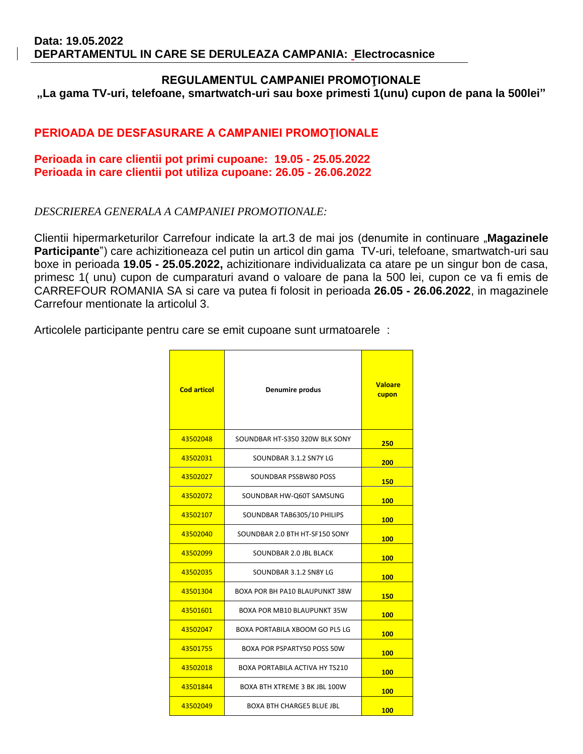**Data: 19.05.2022**
**DEPARTAMENTUL IN CARE SE DERULEAZA CAMPANIA: Electrocasnice**

## REGULAMENTUL CAMPANIEI PROMOŢIONALE

**„La gama TV-uri, telefoane, smartwatch-uri sau boxe primesti 1(unu) cupon de pana la 500lei"**

### PERIOADA DE DESFASURARE A CAMPANIEI PROMOŢIONALE

**Perioada in care clientii pot primi cupoane: 19.05 - 25.05.2022**
**Perioada in care clientii pot utiliza cupoane: 26.05 - 26.06.2022**

*DESCRIEREA GENERALA A CAMPANIEI PROMOTIONALE:*

Clientii hipermarketurilor Carrefour indicate la art.3 de mai jos (denumite in continuare „**Magazinele Participante**") care achizitioneaza cel putin un articol din gama TV-uri, telefoane, smartwatch-uri sau boxe in perioada **19.05 - 25.05.2022,** achizitionare individualizata ca atare pe un singur bon de casa, primesc 1( unu) cupon de cumparaturi avand o valoare de pana la 500 lei, cupon ce va fi emis de CARREFOUR ROMANIA SA si care va putea fi folosit in perioada **26.05 - 26.06.2022**, in magazinele Carrefour mentionate la articolul 3.

Articolele participante pentru care se emit cupoane sunt urmatoarele :

| Cod articol | Denumire produs | Valoare cupon |
|---|---|---|
| 43502048 | SOUNDBAR HT-S350 320W BLK SONY | 250 |
| 43502031 | SOUNDBAR 3.1.2 SN7Y LG | 200 |
| 43502027 | SOUNDBAR PSSBW80 POSS | 150 |
| 43502072 | SOUNDBAR HW-Q60T SAMSUNG | 100 |
| 43502107 | SOUNDBAR TAB6305/10 PHILIPS | 100 |
| 43502040 | SOUNDBAR 2.0 BTH HT-SF150 SONY | 100 |
| 43502099 | SOUNDBAR 2.0 JBL BLACK | 100 |
| 43502035 | SOUNDBAR 3.1.2 SN8Y LG | 100 |
| 43501304 | BOXA POR BH PA10 BLAUPUNKT 38W | 150 |
| 43501601 | BOXA POR MB10 BLAUPUNKT 35W | 100 |
| 43502047 | BOXA PORTABILA XBOOM GO PL5 LG | 100 |
| 43501755 | BOXA POR PSPARTY50 POSS 50W | 100 |
| 43502018 | BOXA PORTABILA ACTIVA HY TS210 | 100 |
| 43501844 | BOXA BTH XTREME 3 BK JBL 100W | 100 |
| 43502049 | BOXA BTH CHARGE5 BLUE JBL | 100 |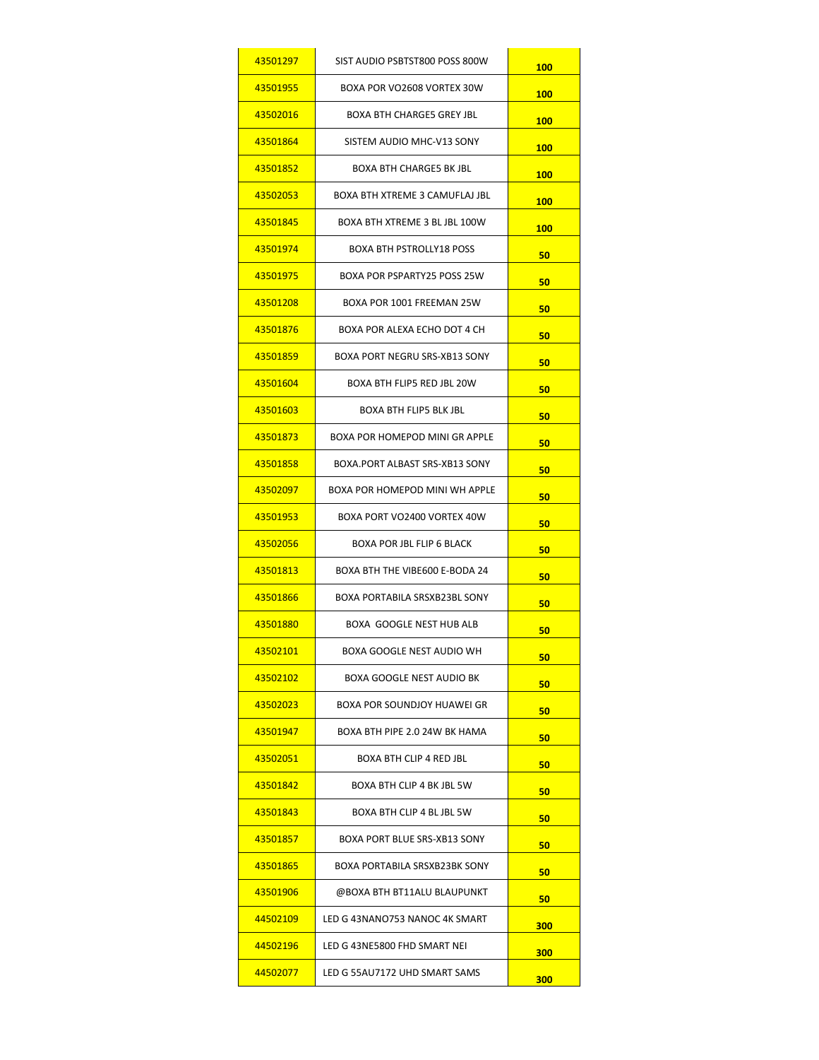| 43501297 | SIST AUDIO PSBTST800 POSS 800W | 100 |
|---|---|---|
| 43501955 | BOXA POR VO2608 VORTEX 30W | 100 |
| 43502016 | BOXA BTH CHARGE5 GREY JBL | 100 |
| 43501864 | SISTEM AUDIO MHC-V13 SONY | 100 |
| 43501852 | BOXA BTH CHARGE5 BK JBL | 100 |
| 43502053 | BOXA BTH XTREME 3 CAMUFLAJ JBL | 100 |
| 43501845 | BOXA BTH XTREME 3 BL JBL 100W | 100 |
| 43501974 | BOXA BTH PSTROLLY18 POSS | 50 |
| 43501975 | BOXA POR PSPARTY25 POSS 25W | 50 |
| 43501208 | BOXA POR 1001 FREEMAN 25W | 50 |
| 43501876 | BOXA POR ALEXA ECHO DOT 4 CH | 50 |
| 43501859 | BOXA PORT NEGRU SRS-XB13 SONY | 50 |
| 43501604 | BOXA BTH FLIP5 RED JBL 20W | 50 |
| 43501603 | BOXA BTH FLIP5 BLK JBL | 50 |
| 43501873 | BOXA POR HOMEPOD MINI GR APPLE | 50 |
| 43501858 | BOXA.PORT ALBAST SRS-XB13 SONY | 50 |
| 43502097 | BOXA POR HOMEPOD MINI WH APPLE | 50 |
| 43501953 | BOXA PORT VO2400 VORTEX 40W | 50 |
| 43502056 | BOXA POR JBL FLIP 6 BLACK | 50 |
| 43501813 | BOXA BTH THE VIBE600 E-BODA 24 | 50 |
| 43501866 | BOXA PORTABILA SRSXB23BL SONY | 50 |
| 43501880 | BOXA GOOGLE NEST HUB ALB | 50 |
| 43502101 | BOXA GOOGLE NEST AUDIO WH | 50 |
| 43502102 | BOXA GOOGLE NEST AUDIO BK | 50 |
| 43502023 | BOXA POR SOUNDJOY HUAWEI GR | 50 |
| 43501947 | BOXA BTH PIPE 2.0 24W BK HAMA | 50 |
| 43502051 | BOXA BTH CLIP 4 RED JBL | 50 |
| 43501842 | BOXA BTH CLIP 4 BK JBL 5W | 50 |
| 43501843 | BOXA BTH CLIP 4 BL JBL 5W | 50 |
| 43501857 | BOXA PORT BLUE SRS-XB13 SONY | 50 |
| 43501865 | BOXA PORTABILA SRSXB23BK SONY | 50 |
| 43501906 | @BOXA BTH BT11ALU BLAUPUNKT | 50 |
| 44502109 | LED G 43NANO753 NANOC 4K SMART | 300 |
| 44502196 | LED G 43NE5800 FHD SMART NEI | 300 |
| 44502077 | LED G 55AU7172 UHD SMART SAMS | 300 |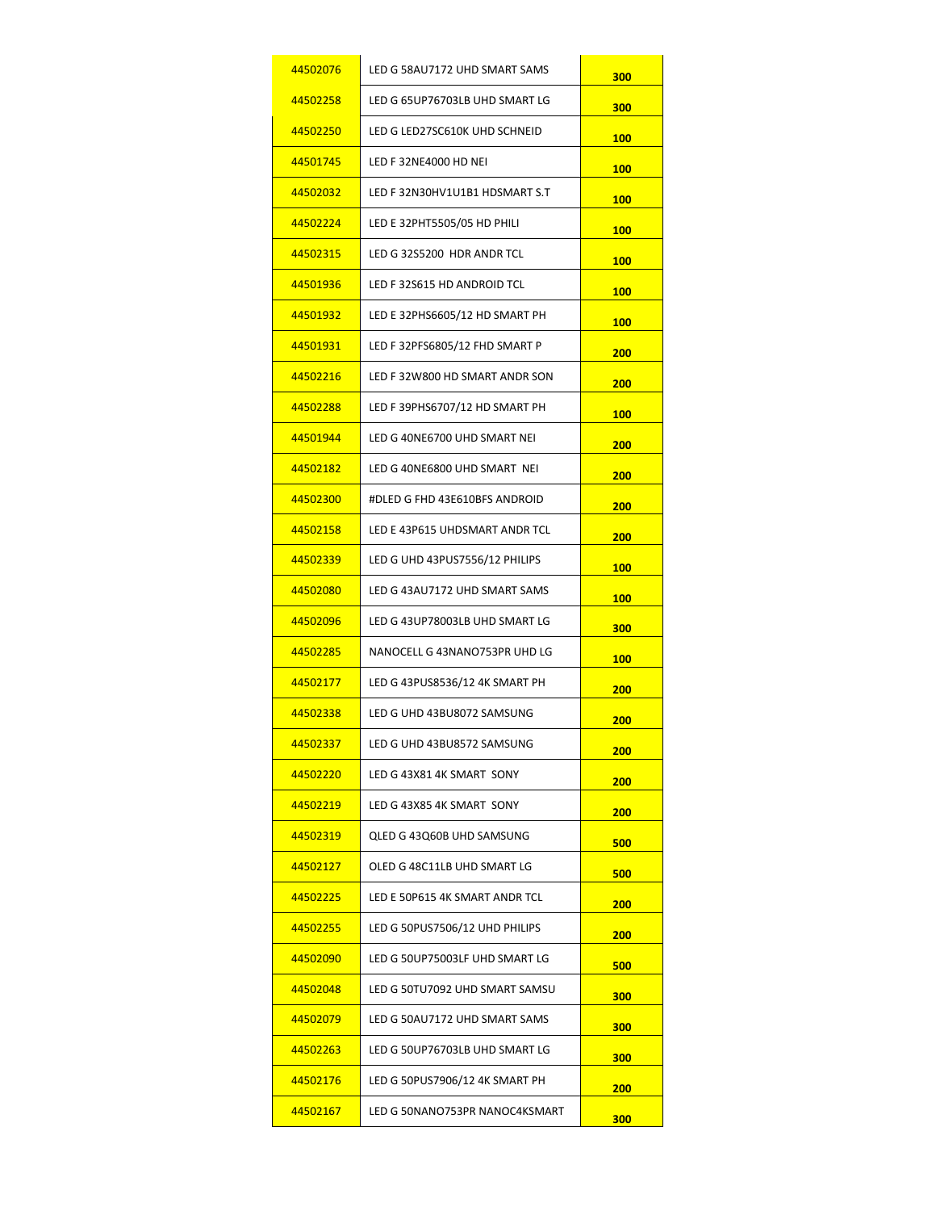| 44502076 | LED G 58AU7172 UHD SMART SAMS | 300 |
|---|---|---|
| 44502258 | LED G 65UP76703LB UHD SMART LG | 300 |
| 44502250 | LED G LED27SC610K UHD SCHNEID | 100 |
| 44501745 | LED F 32NE4000 HD NEI | 100 |
| 44502032 | LED F 32N30HV1U1B1 HDSMART S.T | 100 |
| 44502224 | LED E 32PHT5505/05 HD PHILI | 100 |
| 44502315 | LED G 32S5200 HDR ANDR TCL | 100 |
| 44501936 | LED F 32S615 HD ANDROID TCL | 100 |
| 44501932 | LED E 32PHS6605/12 HD SMART PH | 100 |
| 44501931 | LED F 32PFS6805/12 FHD SMART P | 200 |
| 44502216 | LED F 32W800 HD SMART ANDR SON | 200 |
| 44502288 | LED F 39PHS6707/12 HD SMART PH | 100 |
| 44501944 | LED G 40NE6700 UHD SMART NEI | 200 |
| 44502182 | LED G 40NE6800 UHD SMART NEI | 200 |
| 44502300 | #DLED G FHD 43E610BFS ANDROID | 200 |
| 44502158 | LED E 43P615 UHDSMART ANDR TCL | 200 |
| 44502339 | LED G UHD 43PUS7556/12 PHILIPS | 100 |
| 44502080 | LED G 43AU7172 UHD SMART SAMS | 100 |
| 44502096 | LED G 43UP78003LB UHD SMART LG | 300 |
| 44502285 | NANOCELL G 43NANO753PR UHD LG | 100 |
| 44502177 | LED G 43PUS8536/12 4K SMART PH | 200 |
| 44502338 | LED G UHD 43BU8072 SAMSUNG | 200 |
| 44502337 | LED G UHD 43BU8572 SAMSUNG | 200 |
| 44502220 | LED G 43X81 4K SMART SONY | 200 |
| 44502219 | LED G 43X85 4K SMART SONY | 200 |
| 44502319 | QLED G 43Q60B UHD SAMSUNG | 500 |
| 44502127 | OLED G 48C11LB UHD SMART LG | 500 |
| 44502225 | LED E 50P615 4K SMART ANDR TCL | 200 |
| 44502255 | LED G 50PUS7506/12 UHD PHILIPS | 200 |
| 44502090 | LED G 50UP75003LF UHD SMART LG | 500 |
| 44502048 | LED G 50TU7092 UHD SMART SAMSU | 300 |
| 44502079 | LED G 50AU7172 UHD SMART SAMS | 300 |
| 44502263 | LED G 50UP76703LB UHD SMART LG | 300 |
| 44502176 | LED G 50PUS7906/12 4K SMART PH | 200 |
| 44502167 | LED G 50NANO753PR NANOC4KSMART | 300 |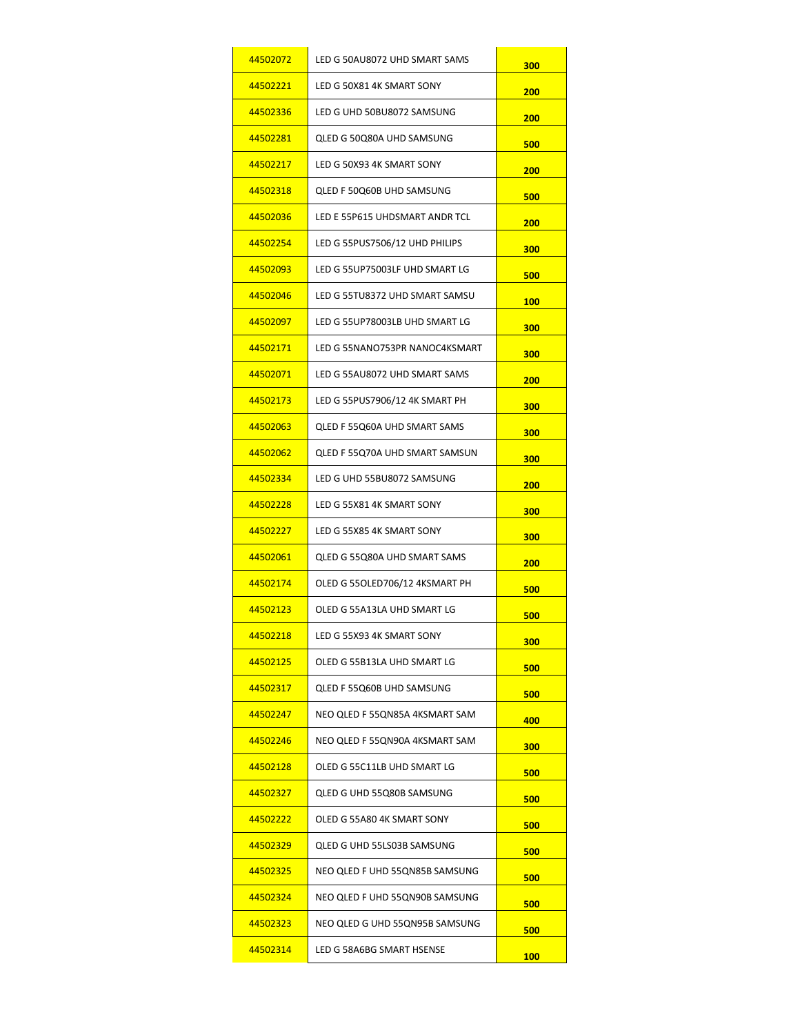| | | |
|---|---|---|
| 44502072 | LED G 50AU8072 UHD SMART SAMS | 300 |
| 44502221 | LED G 50X81 4K SMART SONY | 200 |
| 44502336 | LED G UHD 50BU8072 SAMSUNG | 200 |
| 44502281 | QLED G 50Q80A UHD SAMSUNG | 500 |
| 44502217 | LED G 50X93 4K SMART SONY | 200 |
| 44502318 | QLED F 50Q60B UHD SAMSUNG | 500 |
| 44502036 | LED E 55P615 UHDSMART ANDR TCL | 200 |
| 44502254 | LED G 55PUS7506/12 UHD PHILIPS | 300 |
| 44502093 | LED G 55UP75003LF UHD SMART LG | 500 |
| 44502046 | LED G 55TU8372 UHD SMART SAMSU | 100 |
| 44502097 | LED G 55UP78003LB UHD SMART LG | 300 |
| 44502171 | LED G 55NANO753PR NANOC4KSMART | 300 |
| 44502071 | LED G 55AU8072 UHD SMART SAMS | 200 |
| 44502173 | LED G 55PUS7906/12 4K SMART PH | 300 |
| 44502063 | QLED F 55Q60A UHD SMART SAMS | 300 |
| 44502062 | QLED F 55Q70A UHD SMART SAMSUN | 300 |
| 44502334 | LED G UHD 55BU8072 SAMSUNG | 200 |
| 44502228 | LED G 55X81 4K SMART SONY | 300 |
| 44502227 | LED G 55X85 4K SMART SONY | 300 |
| 44502061 | QLED G 55Q80A UHD SMART SAMS | 200 |
| 44502174 | OLED G 55OLED706/12 4KSMART PH | 500 |
| 44502123 | OLED G 55A13LA UHD SMART LG | 500 |
| 44502218 | LED G 55X93 4K SMART SONY | 300 |
| 44502125 | OLED G 55B13LA UHD SMART LG | 500 |
| 44502317 | QLED F 55Q60B UHD SAMSUNG | 500 |
| 44502247 | NEO QLED F 55QN85A 4KSMART SAM | 400 |
| 44502246 | NEO QLED F 55QN90A 4KSMART SAM | 300 |
| 44502128 | OLED G 55C11LB UHD SMART LG | 500 |
| 44502327 | QLED G UHD 55Q80B SAMSUNG | 500 |
| 44502222 | OLED G 55A80 4K SMART SONY | 500 |
| 44502329 | QLED G UHD 55LS03B SAMSUNG | 500 |
| 44502325 | NEO QLED F UHD 55QN85B SAMSUNG | 500 |
| 44502324 | NEO QLED F UHD 55QN90B SAMSUNG | 500 |
| 44502323 | NEO QLED G UHD 55QN95B SAMSUNG | 500 |
| 44502314 | LED G 58A6BG SMART HSENSE | 100 |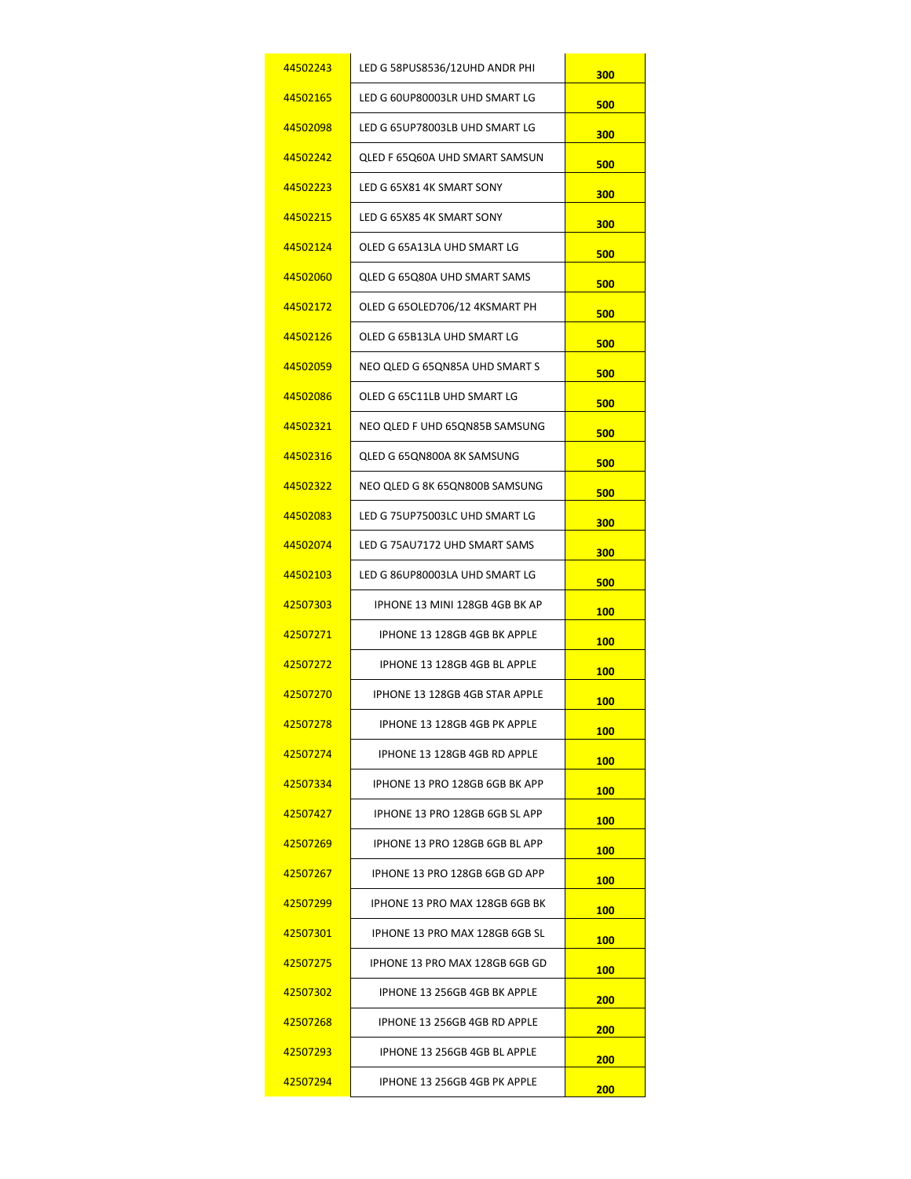| | | |
|---|---|---|
| 44502243 | LED G 58PUS8536/12UHD ANDR PHI | **300** |
| 44502165 | LED G 60UP80003LR UHD SMART LG | **500** |
| 44502098 | LED G 65UP78003LB UHD SMART LG | **300** |
| 44502242 | QLED F 65Q60A UHD SMART SAMSUN | **500** |
| 44502223 | LED G 65X81 4K SMART SONY | **300** |
| 44502215 | LED G 65X85 4K SMART SONY | **300** |
| 44502124 | OLED G 65A13LA UHD SMART LG | **500** |
| 44502060 | QLED G 65Q80A UHD SMART SAMS | **500** |
| 44502172 | OLED G 65OLED706/12 4KSMART PH | **500** |
| 44502126 | OLED G 65B13LA UHD SMART LG | **500** |
| 44502059 | NEO QLED G 65QN85A UHD SMART S | **500** |
| 44502086 | OLED G 65C11LB UHD SMART LG | **500** |
| 44502321 | NEO QLED F UHD 65QN85B SAMSUNG | **500** |
| 44502316 | QLED G 65QN800A 8K SAMSUNG | **500** |
| 44502322 | NEO QLED G 8K 65QN800B SAMSUNG | **500** |
| 44502083 | LED G 75UP75003LC UHD SMART LG | **300** |
| 44502074 | LED G 75AU7172 UHD SMART SAMS | **300** |
| 44502103 | LED G 86UP80003LA UHD SMART LG | **500** |
| 42507303 | IPHONE 13 MINI 128GB 4GB BK AP | **100** |
| 42507271 | IPHONE 13 128GB 4GB BK APPLE | **100** |
| 42507272 | IPHONE 13 128GB 4GB BL APPLE | **100** |
| 42507270 | IPHONE 13 128GB 4GB STAR APPLE | **100** |
| 42507278 | IPHONE 13 128GB 4GB PK APPLE | **100** |
| 42507274 | IPHONE 13 128GB 4GB RD APPLE | **100** |
| 42507334 | IPHONE 13 PRO 128GB 6GB BK APP | **100** |
| 42507427 | IPHONE 13 PRO 128GB 6GB SL APP | **100** |
| 42507269 | IPHONE 13 PRO 128GB 6GB BL APP | **100** |
| 42507267 | IPHONE 13 PRO 128GB 6GB GD APP | **100** |
| 42507299 | IPHONE 13 PRO MAX 128GB 6GB BK | **100** |
| 42507301 | IPHONE 13 PRO MAX 128GB 6GB SL | **100** |
| 42507275 | IPHONE 13 PRO MAX 128GB 6GB GD | **100** |
| 42507302 | IPHONE 13 256GB 4GB BK APPLE | **200** |
| 42507268 | IPHONE 13 256GB 4GB RD APPLE | **200** |
| 42507293 | IPHONE 13 256GB 4GB BL APPLE | **200** |
| 42507294 | IPHONE 13 256GB 4GB PK APPLE | **200** |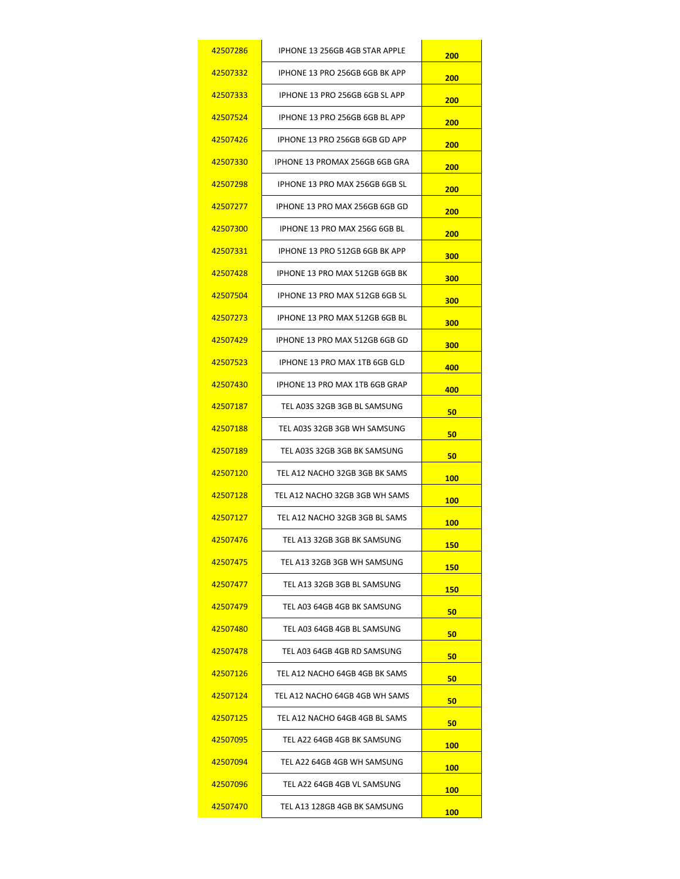| | | |
|---|---|---|
| 42507286 | IPHONE 13 256GB 4GB STAR APPLE | **200** |
| 42507332 | IPHONE 13 PRO 256GB 6GB BK APP | **200** |
| 42507333 | IPHONE 13 PRO 256GB 6GB SL APP | **200** |
| 42507524 | IPHONE 13 PRO 256GB 6GB BL APP | **200** |
| 42507426 | IPHONE 13 PRO 256GB 6GB GD APP | **200** |
| 42507330 | IPHONE 13 PROMAX 256GB 6GB GRA | **200** |
| 42507298 | IPHONE 13 PRO MAX 256GB 6GB SL | **200** |
| 42507277 | IPHONE 13 PRO MAX 256GB 6GB GD | **200** |
| 42507300 | IPHONE 13 PRO MAX 256G 6GB BL | **200** |
| 42507331 | IPHONE 13 PRO 512GB 6GB BK APP | **300** |
| 42507428 | IPHONE 13 PRO MAX 512GB 6GB BK | **300** |
| 42507504 | IPHONE 13 PRO MAX 512GB 6GB SL | **300** |
| 42507273 | IPHONE 13 PRO MAX 512GB 6GB BL | **300** |
| 42507429 | IPHONE 13 PRO MAX 512GB 6GB GD | **300** |
| 42507523 | IPHONE 13 PRO MAX 1TB 6GB GLD | **400** |
| 42507430 | IPHONE 13 PRO MAX 1TB 6GB GRAP | **400** |
| 42507187 | TEL A03S 32GB 3GB BL SAMSUNG | **50** |
| 42507188 | TEL A03S 32GB 3GB WH SAMSUNG | **50** |
| 42507189 | TEL A03S 32GB 3GB BK SAMSUNG | **50** |
| 42507120 | TEL A12 NACHO 32GB 3GB BK SAMS | **100** |
| 42507128 | TEL A12 NACHO 32GB 3GB WH SAMS | **100** |
| 42507127 | TEL A12 NACHO 32GB 3GB BL SAMS | **100** |
| 42507476 | TEL A13 32GB 3GB BK SAMSUNG | **150** |
| 42507475 | TEL A13 32GB 3GB WH SAMSUNG | **150** |
| 42507477 | TEL A13 32GB 3GB BL SAMSUNG | **150** |
| 42507479 | TEL A03 64GB 4GB BK SAMSUNG | **50** |
| 42507480 | TEL A03 64GB 4GB BL SAMSUNG | **50** |
| 42507478 | TEL A03 64GB 4GB RD SAMSUNG | **50** |
| 42507126 | TEL A12 NACHO 64GB 4GB BK SAMS | **50** |
| 42507124 | TEL A12 NACHO 64GB 4GB WH SAMS | **50** |
| 42507125 | TEL A12 NACHO 64GB 4GB BL SAMS | **50** |
| 42507095 | TEL A22 64GB 4GB BK SAMSUNG | **100** |
| 42507094 | TEL A22 64GB 4GB WH SAMSUNG | **100** |
| 42507096 | TEL A22 64GB 4GB VL SAMSUNG | **100** |
| 42507470 | TEL A13 128GB 4GB BK SAMSUNG | **100** |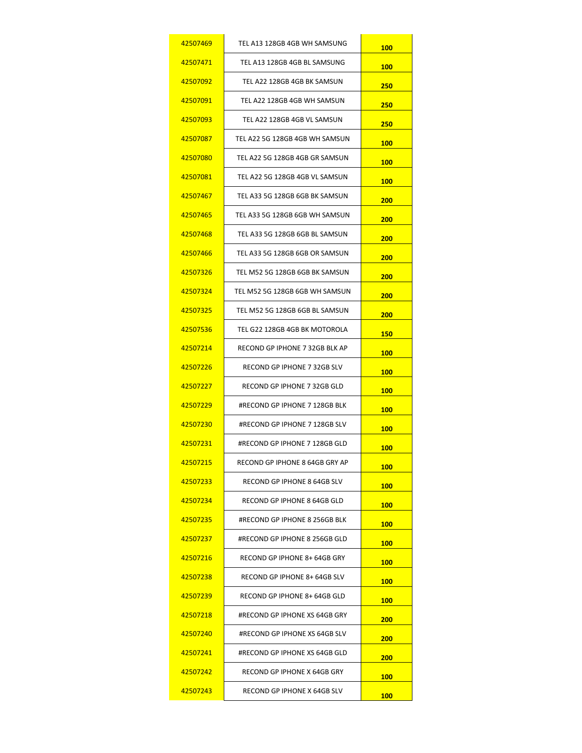| | | |
|---|---|---|
| 42507469 | TEL A13 128GB 4GB WH SAMSUNG | **100** |
| 42507471 | TEL A13 128GB 4GB BL SAMSUNG | **100** |
| 42507092 | TEL A22 128GB 4GB BK SAMSUN | **250** |
| 42507091 | TEL A22 128GB 4GB WH SAMSUN | **250** |
| 42507093 | TEL A22 128GB 4GB VL SAMSUN | **250** |
| 42507087 | TEL A22 5G 128GB 4GB WH SAMSUN | **100** |
| 42507080 | TEL A22 5G 128GB 4GB GR SAMSUN | **100** |
| 42507081 | TEL A22 5G 128GB 4GB VL SAMSUN | **100** |
| 42507467 | TEL A33 5G 128GB 6GB BK SAMSUN | **200** |
| 42507465 | TEL A33 5G 128GB 6GB WH SAMSUN | **200** |
| 42507468 | TEL A33 5G 128GB 6GB BL SAMSUN | **200** |
| 42507466 | TEL A33 5G 128GB 6GB OR SAMSUN | **200** |
| 42507326 | TEL M52 5G 128GB 6GB BK SAMSUN | **200** |
| 42507324 | TEL M52 5G 128GB 6GB WH SAMSUN | **200** |
| 42507325 | TEL M52 5G 128GB 6GB BL SAMSUN | **200** |
| 42507536 | TEL G22 128GB 4GB BK MOTOROLA | **150** |
| 42507214 | RECOND GP IPHONE 7 32GB BLK AP | **100** |
| 42507226 | RECOND GP IPHONE 7 32GB SLV | **100** |
| 42507227 | RECOND GP IPHONE 7 32GB GLD | **100** |
| 42507229 | #RECOND GP IPHONE 7 128GB BLK | **100** |
| 42507230 | #RECOND GP IPHONE 7 128GB SLV | **100** |
| 42507231 | #RECOND GP IPHONE 7 128GB GLD | **100** |
| 42507215 | RECOND GP IPHONE 8 64GB GRY AP | **100** |
| 42507233 | RECOND GP IPHONE 8 64GB SLV | **100** |
| 42507234 | RECOND GP IPHONE 8 64GB GLD | **100** |
| 42507235 | #RECOND GP IPHONE 8 256GB BLK | **100** |
| 42507237 | #RECOND GP IPHONE 8 256GB GLD | **100** |
| 42507216 | RECOND GP IPHONE 8+ 64GB GRY | **100** |
| 42507238 | RECOND GP IPHONE 8+ 64GB SLV | **100** |
| 42507239 | RECOND GP IPHONE 8+ 64GB GLD | **100** |
| 42507218 | #RECOND GP IPHONE XS 64GB GRY | **200** |
| 42507240 | #RECOND GP IPHONE XS 64GB SLV | **200** |
| 42507241 | #RECOND GP IPHONE XS 64GB GLD | **200** |
| 42507242 | RECOND GP IPHONE X 64GB GRY | **100** |
| 42507243 | RECOND GP IPHONE X 64GB SLV | **100** |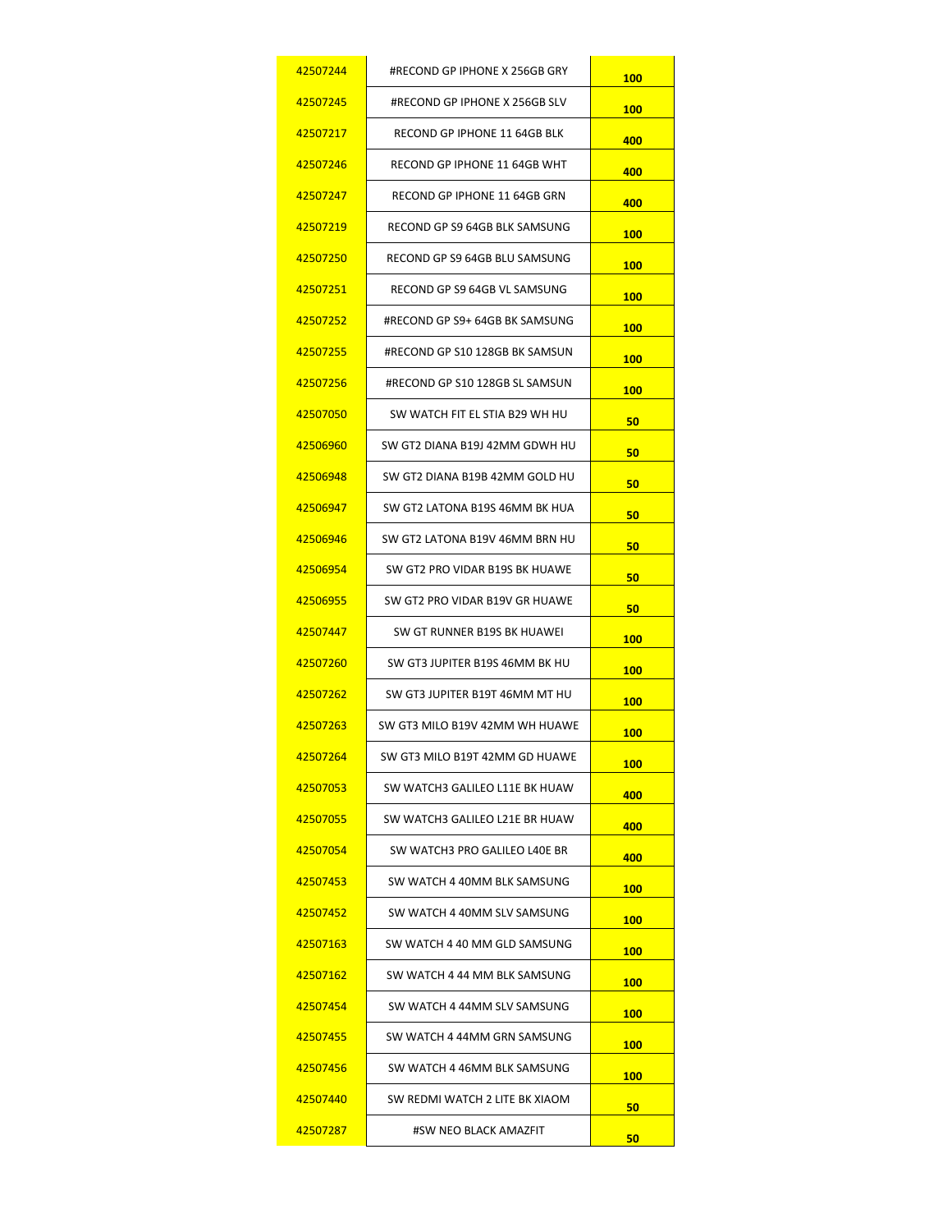| | | |
|---|---|---|
| 42507244 | #RECOND GP IPHONE X 256GB GRY | 100 |
| 42507245 | #RECOND GP IPHONE X 256GB SLV | 100 |
| 42507217 | RECOND GP IPHONE 11 64GB BLK | 400 |
| 42507246 | RECOND GP IPHONE 11 64GB WHT | 400 |
| 42507247 | RECOND GP IPHONE 11 64GB GRN | 400 |
| 42507219 | RECOND GP S9 64GB BLK SAMSUNG | 100 |
| 42507250 | RECOND GP S9 64GB BLU SAMSUNG | 100 |
| 42507251 | RECOND GP S9 64GB VL SAMSUNG | 100 |
| 42507252 | #RECOND GP S9+ 64GB BK SAMSUNG | 100 |
| 42507255 | #RECOND GP S10 128GB BK SAMSUN | 100 |
| 42507256 | #RECOND GP S10 128GB SL SAMSUN | 100 |
| 42507050 | SW WATCH FIT EL STIA B29 WH HU | 50 |
| 42506960 | SW GT2 DIANA B19J 42MM GDWH HU | 50 |
| 42506948 | SW GT2 DIANA B19B 42MM GOLD HU | 50 |
| 42506947 | SW GT2 LATONA B19S 46MM BK HUA | 50 |
| 42506946 | SW GT2 LATONA B19V 46MM BRN HU | 50 |
| 42506954 | SW GT2 PRO VIDAR B19S BK HUAWE | 50 |
| 42506955 | SW GT2 PRO VIDAR B19V GR HUAWE | 50 |
| 42507447 | SW GT RUNNER B19S BK HUAWEI | 100 |
| 42507260 | SW GT3 JUPITER B19S 46MM BK HU | 100 |
| 42507262 | SW GT3 JUPITER B19T 46MM MT HU | 100 |
| 42507263 | SW GT3 MILO B19V 42MM WH HUAWE | 100 |
| 42507264 | SW GT3 MILO B19T 42MM GD HUAWE | 100 |
| 42507053 | SW WATCH3 GALILEO L11E BK HUAW | 400 |
| 42507055 | SW WATCH3 GALILEO L21E BR HUAW | 400 |
| 42507054 | SW WATCH3 PRO GALILEO L40E BR | 400 |
| 42507453 | SW WATCH 4 40MM BLK SAMSUNG | 100 |
| 42507452 | SW WATCH 4 40MM SLV SAMSUNG | 100 |
| 42507163 | SW WATCH 4 40 MM GLD SAMSUNG | 100 |
| 42507162 | SW WATCH 4 44 MM BLK SAMSUNG | 100 |
| 42507454 | SW WATCH 4 44MM SLV SAMSUNG | 100 |
| 42507455 | SW WATCH 4 44MM GRN SAMSUNG | 100 |
| 42507456 | SW WATCH 4 46MM BLK SAMSUNG | 100 |
| 42507440 | SW REDMI WATCH 2 LITE BK XIAOM | 50 |
| 42507287 | #SW NEO BLACK AMAZFIT | 50 |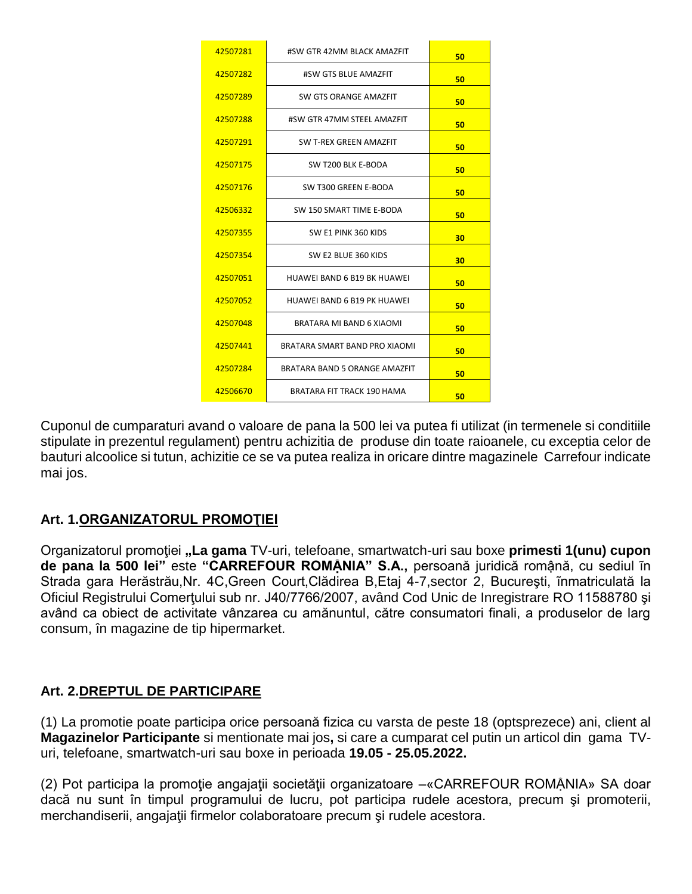| 42507281 | #SW GTR 42MM BLACK AMAZFIT | 50 |
|---|---|---|
| 42507282 | #SW GTS BLUE AMAZFIT | 50 |
| 42507289 | SW GTS ORANGE AMAZFIT | 50 |
| 42507288 | #SW GTR 47MM STEEL AMAZFIT | 50 |
| 42507291 | SW T-REX GREEN AMAZFIT | 50 |
| 42507175 | SW T200 BLK E-BODA | 50 |
| 42507176 | SW T300 GREEN E-BODA | 50 |
| 42506332 | SW 150 SMART TIME E-BODA | 50 |
| 42507355 | SW E1 PINK 360 KIDS | 30 |
| 42507354 | SW E2 BLUE 360 KIDS | 30 |
| 42507051 | HUAWEI BAND 6 B19 BK HUAWEI | 50 |
| 42507052 | HUAWEI BAND 6 B19 PK HUAWEI | 50 |
| 42507048 | BRATARA MI BAND 6 XIAOMI | 50 |
| 42507441 | BRATARA SMART BAND PRO XIAOMI | 50 |
| 42507284 | BRATARA BAND 5 ORANGE AMAZFIT | 50 |
| 42506670 | BRATARA FIT TRACK 190 HAMA | 50 |

Cuponul de cumparaturi avand o valoare de pana la 500 lei va putea fi utilizat (in termenele si conditiile stipulate in prezentul regulament) pentru achizitia de produse din toate raioanele, cu exceptia celor de bauturi alcoolice si tutun, achizitie ce se va putea realiza in oricare dintre magazinele Carrefour indicate mai jos.

### Art. 1.ORGANIZATORUL PROMOŢIEI

Organizatorul promoţiei **„La gama** TV-uri, telefoane, smartwatch-uri sau boxe **primesti 1(unu) cupon de pana la 500 lei"** este **"CARREFOUR ROMÂNIA" S.A.,** persoană juridică română, cu sediul în Strada gara Herăstrău,Nr. 4C,Green Court,Clădirea B,Etaj 4-7,sector 2, Bucureşti, înmatriculată la Oficiul Registrului Comerţului sub nr. J40/7766/2007, având Cod Unic de Inregistrare RO 11588780 şi având ca obiect de activitate vânzarea cu amănuntul, către consumatori finali, a produselor de larg consum, în magazine de tip hipermarket.

### Art. 2.DREPTUL DE PARTICIPARE

(1) La promotie poate participa orice persoană fizica cu varsta de peste 18 (optsprezece) ani, client al **Magazinelor Participante** si mentionate mai jos**,** si care a cumparat cel putin un articol din gama TV-uri, telefoane, smartwatch-uri sau boxe in perioada **19.05 - 25.05.2022.**

(2) Pot participa la promoţie angajaţii societăţii organizatoare –«CARREFOUR ROMÂNIA» SA doar dacă nu sunt în timpul programului de lucru, pot participa rudele acestora, precum şi promoterii, merchandiserii, angajaţii firmelor colaboratoare precum şi rudele acestora.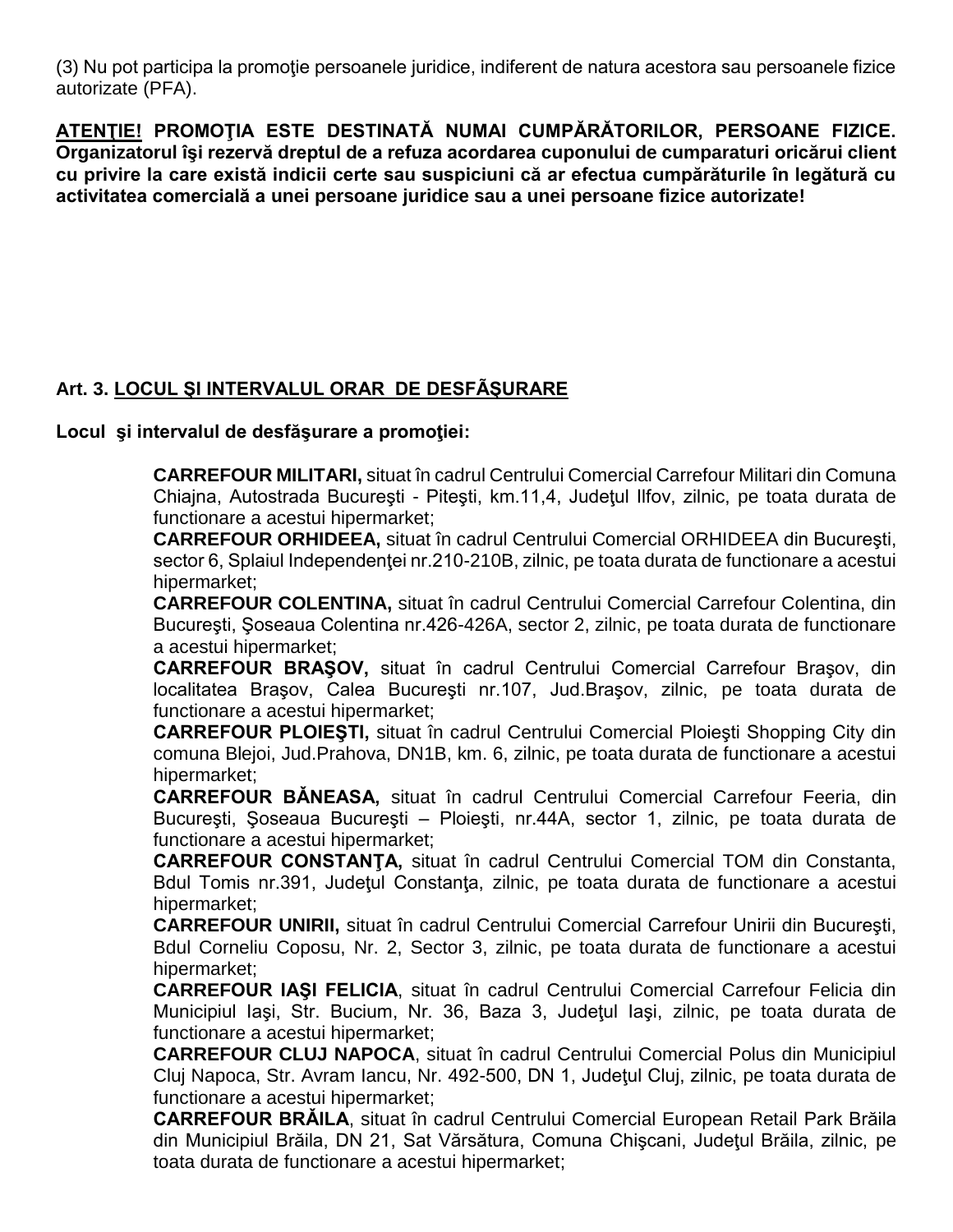(3) Nu pot participa la promoţie persoanele juridice, indiferent de natura acestora sau persoanele fizice autorizate (PFA).

**ATENŢIE! PROMOŢIA ESTE DESTINATĂ NUMAI CUMPĂRĂTORILOR, PERSOANE FIZICE. Organizatorul îşi rezervă dreptul de a refuza acordarea cuponului de cumparaturi oricărui client cu privire la care există indicii certe sau suspiciuni că ar efectua cumpărăturile în legătură cu activitatea comercială a unei persoane juridice sau a unei persoane fizice autorizate!**

**Art. 3. LOCUL ŞI INTERVALUL ORAR DE DESFĂŞURARE**

**Locul şi intervalul de desfăşurare a promoţiei:**

**CARREFOUR MILITARI,** situat în cadrul Centrului Comercial Carrefour Militari din Comuna Chiajna, Autostrada Bucureşti - Piteşti, km.11,4, Judeţul Ilfov, zilnic, pe toata durata de functionare a acestui hipermarket;
**CARREFOUR ORHIDEEA,** situat în cadrul Centrului Comercial ORHIDEEA din Bucureşti, sector 6, Splaiul Independenţei nr.210-210B, zilnic, pe toata durata de functionare a acestui hipermarket;
**CARREFOUR COLENTINA,** situat în cadrul Centrului Comercial Carrefour Colentina, din Bucureşti, Şoseaua Colentina nr.426-426A, sector 2, zilnic, pe toata durata de functionare a acestui hipermarket;
**CARREFOUR BRAŞOV,** situat în cadrul Centrului Comercial Carrefour Braşov, din localitatea Braşov, Calea Bucureşti nr.107, Jud.Braşov, zilnic, pe toata durata de functionare a acestui hipermarket;
**CARREFOUR PLOIEŞTI,** situat în cadrul Centrului Comercial Ploieşti Shopping City din comuna Blejoi, Jud.Prahova, DN1B, km. 6, zilnic, pe toata durata de functionare a acestui hipermarket;
**CARREFOUR BĂNEASA,** situat în cadrul Centrului Comercial Carrefour Feeria, din Bucureşti, Şoseaua Bucureşti – Ploieşti, nr.44A, sector 1, zilnic, pe toata durata de functionare a acestui hipermarket;
**CARREFOUR CONSTANŢA,** situat în cadrul Centrului Comercial TOM din Constanta, Bdul Tomis nr.391, Judeţul Constanţa, zilnic, pe toata durata de functionare a acestui hipermarket;
**CARREFOUR UNIRII,** situat în cadrul Centrului Comercial Carrefour Unirii din Bucureşti, Bdul Corneliu Coposu, Nr. 2, Sector 3, zilnic, pe toata durata de functionare a acestui hipermarket;
**CARREFOUR IAŞI FELICIA**, situat în cadrul Centrului Comercial Carrefour Felicia din Municipiul Iaşi, Str. Bucium, Nr. 36, Baza 3, Judeţul Iaşi, zilnic, pe toata durata de functionare a acestui hipermarket;
**CARREFOUR CLUJ NAPOCA**, situat în cadrul Centrului Comercial Polus din Municipiul Cluj Napoca, Str. Avram Iancu, Nr. 492-500, DN 1, Judeţul Cluj, zilnic, pe toata durata de functionare a acestui hipermarket;
**CARREFOUR BRĂILA**, situat în cadrul Centrului Comercial European Retail Park Brăila din Municipiul Brăila, DN 21, Sat Vărsătura, Comuna Chişcani, Judeţul Brăila, zilnic, pe toata durata de functionare a acestui hipermarket;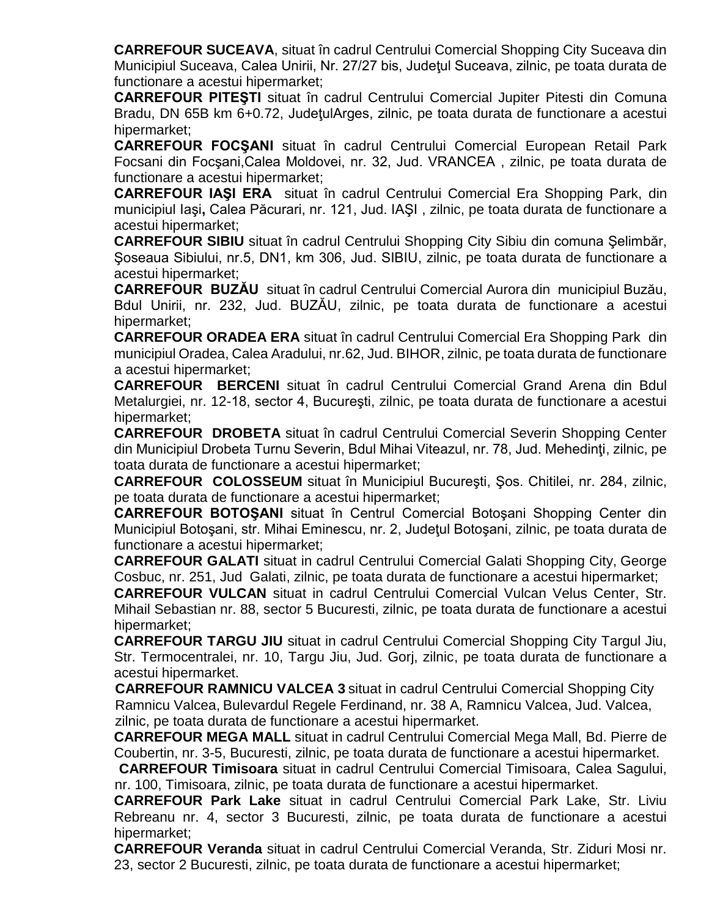**CARREFOUR SUCEAVA**, situat în cadrul Centrului Comercial Shopping City Suceava din Municipiul Suceava, Calea Unirii, Nr. 27/27 bis, Judeţul Suceava, zilnic, pe toata durata de functionare a acestui hipermarket;

**CARREFOUR PITEŞTI** situat în cadrul Centrului Comercial Jupiter Pitesti din Comuna Bradu, DN 65B km 6+0.72, JudeţulArges, zilnic, pe toata durata de functionare a acestui hipermarket;

**CARREFOUR FOCŞANI** situat în cadrul Centrului Comercial European Retail Park Focsani din Focşani,Calea Moldovei, nr. 32, Jud. VRANCEA , zilnic, pe toata durata de functionare a acestui hipermarket;

**CARREFOUR IAŞI ERA** situat în cadrul Centrului Comercial Era Shopping Park, din municipiul Iaşi**,** Calea Păcurari, nr. 121, Jud. IAŞI , zilnic, pe toata durata de functionare a acestui hipermarket;

**CARREFOUR SIBIU** situat în cadrul Centrului Shopping City Sibiu din comuna Şelimbăr, Şoseaua Sibiului, nr.5, DN1, km 306, Jud. SIBIU, zilnic, pe toata durata de functionare a acestui hipermarket;

**CARREFOUR BUZĂU** situat în cadrul Centrului Comercial Aurora din municipiul Buzău, Bdul Unirii, nr. 232, Jud. BUZĂU, zilnic, pe toata durata de functionare a acestui hipermarket;

**CARREFOUR ORADEA ERA** situat în cadrul Centrului Comercial Era Shopping Park din municipiul Oradea, Calea Aradului, nr.62, Jud. BIHOR, zilnic, pe toata durata de functionare a acestui hipermarket;

**CARREFOUR BERCENI** situat în cadrul Centrului Comercial Grand Arena din Bdul Metalurgiei, nr. 12-18, sector 4, Bucureşti, zilnic, pe toata durata de functionare a acestui hipermarket;

**CARREFOUR DROBETA** situat în cadrul Centrului Comercial Severin Shopping Center din Municipiul Drobeta Turnu Severin, Bdul Mihai Viteazul, nr. 78, Jud. Mehedinţi, zilnic, pe toata durata de functionare a acestui hipermarket;

**CARREFOUR COLOSSEUM** situat în Municipiul Bucureşti, Şos. Chitilei, nr. 284, zilnic, pe toata durata de functionare a acestui hipermarket;

**CARREFOUR BOTOŞANI** situat în Centrul Comercial Botoşani Shopping Center din Municipiul Botoşani, str. Mihai Eminescu, nr. 2, Judeţul Botoşani, zilnic, pe toata durata de functionare a acestui hipermarket;

**CARREFOUR GALATI** situat in cadrul Centrului Comercial Galati Shopping City, George Cosbuc, nr. 251, Jud Galati, zilnic, pe toata durata de functionare a acestui hipermarket;

**CARREFOUR VULCAN** situat in cadrul Centrului Comercial Vulcan Velus Center, Str. Mihail Sebastian nr. 88, sector 5 Bucuresti, zilnic, pe toata durata de functionare a acestui hipermarket;

**CARREFOUR TARGU JIU** situat in cadrul Centrului Comercial Shopping City Targul Jiu, Str. Termocentralei, nr. 10, Targu Jiu, Jud. Gorj, zilnic, pe toata durata de functionare a acestui hipermarket.

**CARREFOUR RAMNICU VALCEA 3** situat in cadrul Centrului Comercial Shopping City Ramnicu Valcea, Bulevardul Regele Ferdinand, nr. 38 A, Ramnicu Valcea, Jud. Valcea, zilnic, pe toata durata de functionare a acestui hipermarket.

**CARREFOUR MEGA MALL** situat in cadrul Centrului Comercial Mega Mall, Bd. Pierre de Coubertin, nr. 3-5, Bucuresti, zilnic, pe toata durata de functionare a acestui hipermarket.

**CARREFOUR Timisoara** situat in cadrul Centrului Comercial Timisoara, Calea Sagului, nr. 100, Timisoara, zilnic, pe toata durata de functionare a acestui hipermarket.

**CARREFOUR Park Lake** situat in cadrul Centrului Comercial Park Lake, Str. Liviu Rebreanu nr. 4, sector 3 Bucuresti, zilnic, pe toata durata de functionare a acestui hipermarket;

**CARREFOUR Veranda** situat in cadrul Centrului Comercial Veranda, Str. Ziduri Mosi nr. 23, sector 2 Bucuresti, zilnic, pe toata durata de functionare a acestui hipermarket;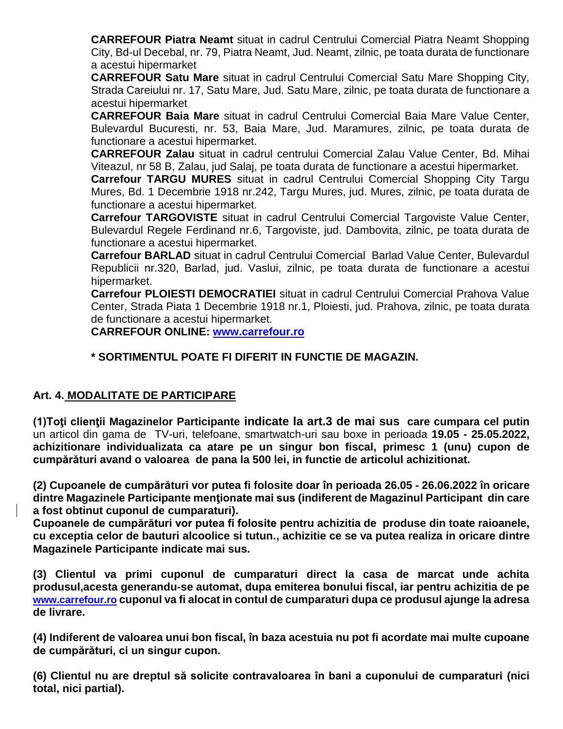**CARREFOUR Piatra Neamt** situat in cadrul Centrului Comercial Piatra Neamt Shopping City, Bd-ul Decebal, nr. 79, Piatra Neamt, Jud. Neamt, zilnic, pe toata durata de functionare a acestui hipermarket

**CARREFOUR Satu Mare** situat in cadrul Centrului Comercial Satu Mare Shopping City, Strada Careiului nr. 17, Satu Mare, Jud. Satu Mare, zilnic, pe toata durata de functionare a acestui hipermarket

**CARREFOUR Baia Mare** situat in cadrul Centrului Comercial Baia Mare Value Center, Bulevardul Bucuresti, nr. 53, Baia Mare, Jud. Maramures, zilnic, pe toata durata de functionare a acestui hipermarket.

**CARREFOUR Zalau** situat in cadrul centrului Comercial Zalau Value Center, Bd. Mihai Viteazul, nr 58 B, Zalau, jud Salaj, pe toata durata de functionare a acestui hipermarket.

**Carrefour TARGU MURES** situat in cadrul Centrului Comercial Shopping City Targu Mures, Bd. 1 Decembrie 1918 nr.242, Targu Mures, jud. Mures, zilnic, pe toata durata de functionare a acestui hipermarket.

**Carrefour TARGOVISTE** situat in cadrul Centrului Comercial Targoviste Value Center, Bulevardul Regele Ferdinand nr.6, Targoviste, jud. Dambovita, zilnic, pe toata durata de functionare a acestui hipermarket.

**Carrefour BARLAD** situat in cadrul Centrului Comercial Barlad Value Center, Bulevardul Republicii nr.320, Barlad, jud. Vaslui, zilnic, pe toata durata de functionare a acestui hipermarket.

**Carrefour PLOIESTI DEMOCRATIEI** situat in cadrul Centrului Comercial Prahova Value Center, Strada Piata 1 Decembrie 1918 nr.1, Ploiesti, jud. Prahova, zilnic, pe toata durata de functionare a acestui hipermarket.

**CARREFOUR ONLINE: www.carrefour.ro**

**\* SORTIMENTUL POATE FI DIFERIT IN FUNCTIE DE MAGAZIN.**

## Art. 4. MODALITATE DE PARTICIPARE

**(1)Toţi clienţii Magazinelor Participante indicate la art.3 de mai sus care cumpara cel putin** un articol din gama de TV-uri, telefoane, smartwatch-uri sau boxe in perioada **19.05 - 25.05.2022, achizitionare individualizata ca atare pe un singur bon fiscal, primesc 1 (unu) cupon de cumpărături avand o valoarea de pana la 500 lei, in functie de articolul achizitionat.**

**(2) Cupoanele de cumpărături vor putea fi folosite doar în perioada 26.05 - 26.06.2022 în oricare dintre Magazinele Participante menţionate mai sus (indiferent de Magazinul Participant din care a fost obtinut cuponul de cumparaturi).**

**Cupoanele de cumpărături vor putea fi folosite pentru achizitia de produse din toate raioanele, cu exceptia celor de bauturi alcoolice si tutun., achizitie ce se va putea realiza in oricare dintre Magazinele Participante indicate mai sus.**

**(3) Clientul va primi cuponul de cumparaturi direct la casa de marcat unde achita produsul,acesta generandu-se automat, dupa emiterea bonului fiscal, iar pentru achizitia de pe www.carrefour.ro cuponul va fi alocat in contul de cumparaturi dupa ce produsul ajunge la adresa de livrare.**

**(4) Indiferent de valoarea unui bon fiscal, în baza acestuia nu pot fi acordate mai multe cupoane de cumpărături, ci un singur cupon.**

**(6) Clientul nu are dreptul să solicite contravaloarea în bani a cuponului de cumparaturi (nici total, nici partial).**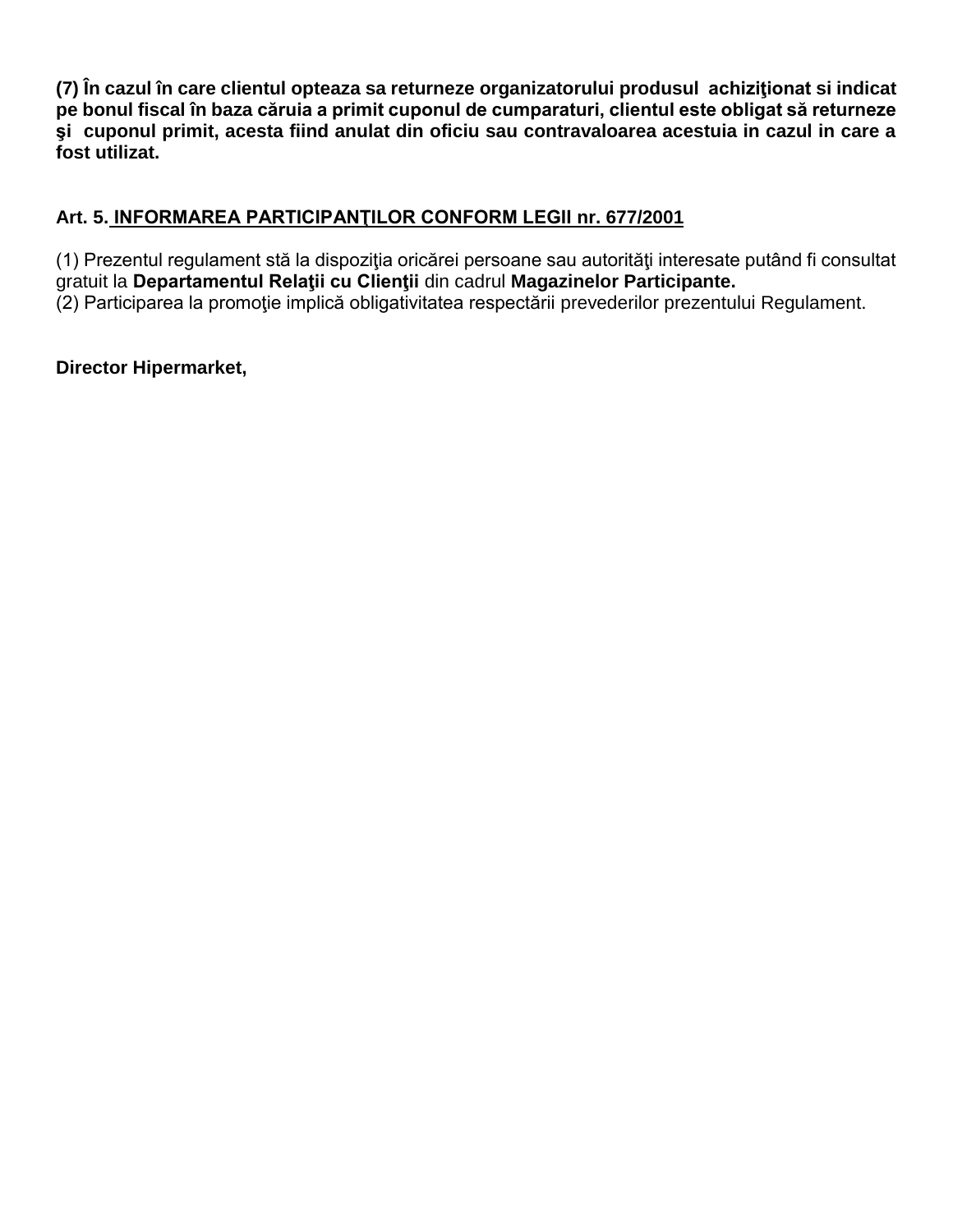**(7) În cazul în care clientul opteaza sa returneze organizatorului produsul achiziţionat si indicat pe bonul fiscal în baza căruia a primit cuponul de cumparaturi, clientul este obligat să returneze şi cuponul primit, acesta fiind anulat din oficiu sau contravaloarea acestuia in cazul in care a fost utilizat.**

**Art. 5. INFORMAREA PARTICIPANŢILOR CONFORM LEGII nr. 677/2001**

(1) Prezentul regulament stă la dispoziţia oricărei persoane sau autorităţi interesate putând fi consultat gratuit la **Departamentul Relaţii cu Clienţii** din cadrul **Magazinelor Participante.**
(2) Participarea la promoţie implică obligativitatea respectării prevederilor prezentului Regulament.

**Director Hipermarket,**